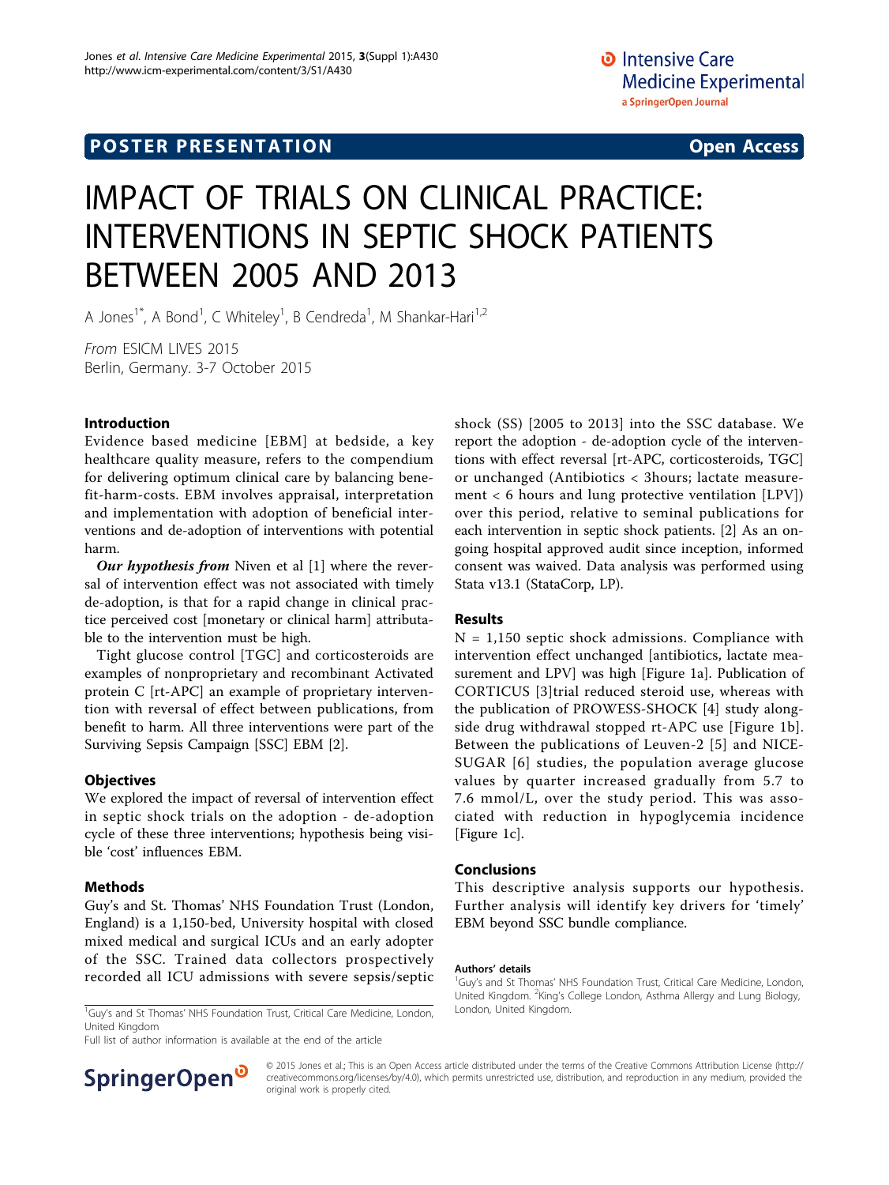POSTER PRESENTATION **Open Access**

# IMPACT OF TRIALS ON CLINICAL PRACTICE: INTERVENTIONS IN SEPTIC SHOCK PATIENTS BETWEEN 2005 AND 2013

A Jones[1*], A Bond[1], C Whiteley[1], B Cendreda[1], M Shankar-Hari[1,2]

*From* ESICM LIVES 2015
Berlin, Germany. 3-7 October 2015

## Introduction

Evidence based medicine [EBM] at bedside, a key healthcare quality measure, refers to the compendium for delivering optimum clinical care by balancing benefit-harm-costs. EBM involves appraisal, interpretation and implementation with adoption of beneficial interventions and de-adoption of interventions with potential harm.

***Our hypothesis from*** Niven et al [1] where the reversal of intervention effect was not associated with timely de-adoption, is that for a rapid change in clinical practice perceived cost [monetary or clinical harm] attributable to the intervention must be high.

Tight glucose control [TGC] and corticosteroids are examples of nonproprietary and recombinant Activated protein C [rt-APC] an example of proprietary intervention with reversal of effect between publications, from benefit to harm. All three interventions were part of the Surviving Sepsis Campaign [SSC] EBM [2].

## Objectives

We explored the impact of reversal of intervention effect in septic shock trials on the adoption - de-adoption cycle of these three interventions; hypothesis being visible 'cost' influences EBM.

## Methods

Guy's and St. Thomas' NHS Foundation Trust (London, England) is a 1,150-bed, University hospital with closed mixed medical and surgical ICUs and an early adopter of the SSC. Trained data collectors prospectively recorded all ICU admissions with severe sepsis/septic shock (SS) [2005 to 2013] into the SSC database. We report the adoption - de-adoption cycle of the interventions with effect reversal [rt-APC, corticosteroids, TGC] or unchanged (Antibiotics < 3hours; lactate measurement < 6 hours and lung protective ventilation [LPV]) over this period, relative to seminal publications for each intervention in septic shock patients. [2] As an ongoing hospital approved audit since inception, informed consent was waived. Data analysis was performed using Stata v13.1 (StataCorp, LP).

## Results

N = 1,150 septic shock admissions. Compliance with intervention effect unchanged [antibiotics, lactate measurement and LPV] was high [Figure 1a]. Publication of CORTICUS [3]trial reduced steroid use, whereas with the publication of PROWESS-SHOCK [4] study alongside drug withdrawal stopped rt-APC use [Figure 1b]. Between the publications of Leuven-2 [5] and NICE-SUGAR [6] studies, the population average glucose values by quarter increased gradually from 5.7 to 7.6 mmol/L, over the study period. This was associated with reduction in hypoglycemia incidence [Figure 1c].

## Conclusions

This descriptive analysis supports our hypothesis. Further analysis will identify key drivers for 'timely' EBM beyond SSC bundle compliance.

### Authors' details

[1]Guy's and St Thomas' NHS Foundation Trust, Critical Care Medicine, London, United Kingdom. [2]King's College London, Asthma Allergy and Lung Biology, London, United Kingdom.

[1]Guy's and St Thomas' NHS Foundation Trust, Critical Care Medicine, London, United Kingdom

Full list of author information is available at the end of the article

© 2015 Jones et al.; This is an Open Access article distributed under the terms of the Creative Commons Attribution License (http://creativecommons.org/licenses/by/4.0), which permits unrestricted use, distribution, and reproduction in any medium, provided the original work is properly cited.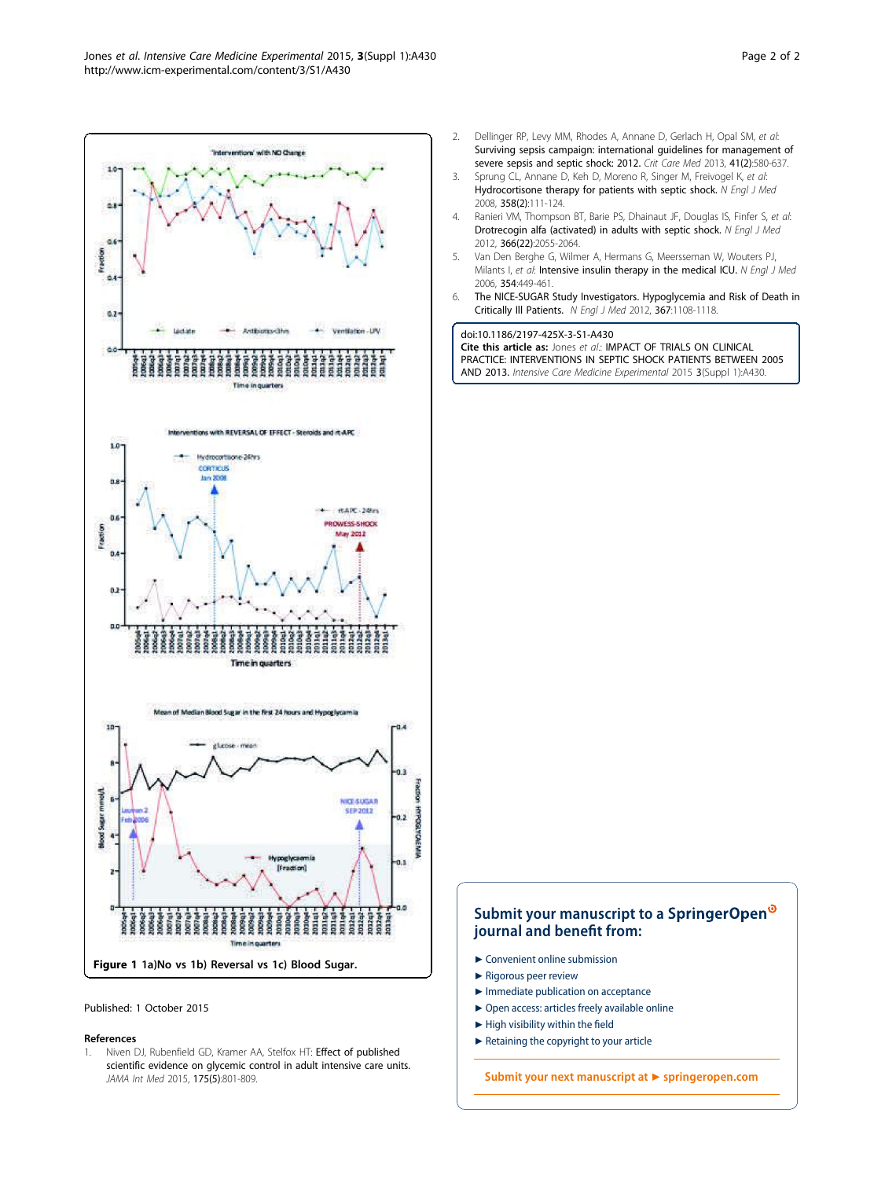'Interventions' with NO Change

Fraction

1.0
0.8
0.6
0.4
0.2
0.0

Lactate — Antibiotics<3hrs — Ventilation - LPV

2005q4 2006q1 2006q2 2006q3 2006q4 2007q1 2007q2 2007q3 2007q4 2008q1 2008q2 2008q3 2008q4 2009q1 2009q2 2009q3 2009q4 2010q1 2010q2 2010q3 2010q4 2011q1 2011q2 2011q3 2011q4 2012q1 2012q2 2012q3 2012q4 2013q1

Time in quarters

Interventions with REVERSAL OF EFFECT - Steroids and rh-APC

Fraction

1.0
0.8
0.6
0.4
0.2
0.0

Hydrocortisone-24hrs

CORTICUS Jan 2008

rh-APC - 24hrs

PROWESS-SHOCK May 2012

Time in quarters

Mean of Median Blood Sugar in the first 24 hours and Hypoglycaemia

Blood Sugar mmol/L

10
8
6
4
2
0

glucose - mean

Leuven 2 Feb 2006

NICE-SUGAR SEP 2012

Hypoglycaemia [Fraction]

Fraction HYPOGLYCAEMIA

0.4
0.3
0.2
0.1
0.0

Time in quarters

**Figure 1** 1a)No vs 1b) Reversal vs 1c) Blood Sugar.

Published: 1 October 2015

## References

1. Niven DJ, Rubenfield GD, Kramer AA, Stelfox HT: Effect of published scientific evidence on glycemic control in adult intensive care units. *JAMA Int Med* 2015, **175(5)**:801-809.
2. Dellinger RP, Levy MM, Rhodes A, Annane D, Gerlach H, Opal SM, *et al*: Surviving sepsis campaign: international guidelines for management of severe sepsis and septic shock: 2012. *Crit Care Med* 2013, **41(2)**:580-637.
3. Sprung CL, Annane D, Keh D, Moreno R, Singer M, Freivogel K, *et al*: Hydrocortisone therapy for patients with septic shock. *N Engl J Med* 2008, **358(2)**:111-124.
4. Ranieri VM, Thompson BT, Barie PS, Dhainaut JF, Douglas IS, Finfer S, *et al*: Drotrecogin alfa (activated) in adults with septic shock. *N Engl J Med* 2012, **366(22)**:2055-2064.
5. Van Den Berghe G, Wilmer A, Hermans G, Meersseman W, Wouters PJ, Milants I, *et al*: Intensive insulin therapy in the medical ICU. *N Engl J Med* 2006, **354**:449-461.
6. The NICE-SUGAR Study Investigators. Hypoglycemia and Risk of Death in Critically Ill Patients. *N Engl J Med* 2012, **367**:1108-1118.

doi:10.1186/2197-425X-3-S1-A430
**Cite this article as:** Jones *et al.*: IMPACT OF TRIALS ON CLINICAL PRACTICE: INTERVENTIONS IN SEPTIC SHOCK PATIENTS BETWEEN 2005 AND 2013. *Intensive Care Medicine Experimental* 2015 3(Suppl 1):A430.

**Submit your manuscript to a SpringerOpen journal and benefit from:**

- Convenient online submission
- Rigorous peer review
- Immediate publication on acceptance
- Open access: articles freely available online
- High visibility within the field
- Retaining the copyright to your article

**Submit your next manuscript at ▶ springeropen.com**